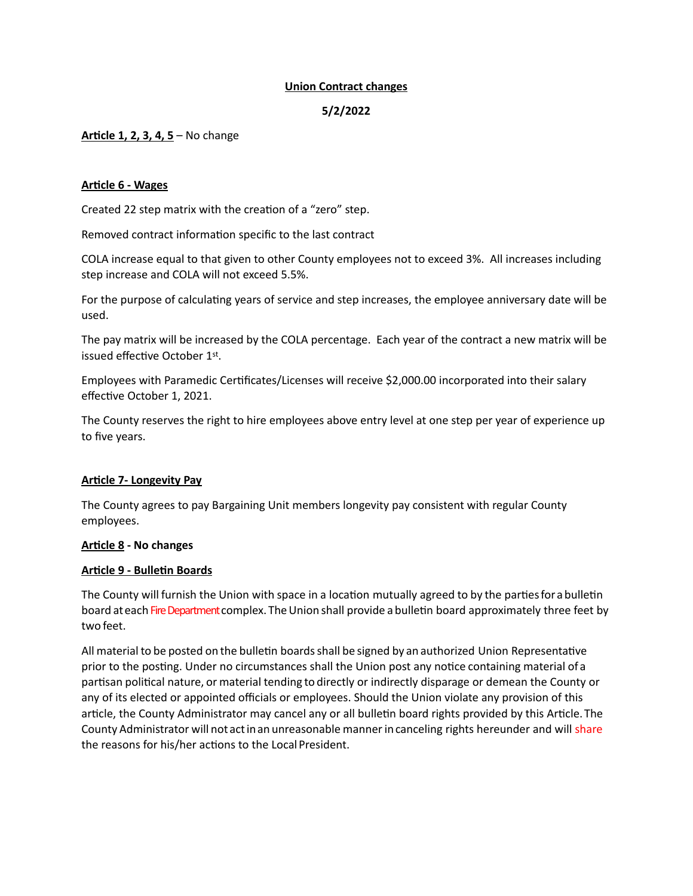**Union Contract changes**

**5/2/2022**

**Article 1, 2, 3, 4, 5** – No change

**Article 6 - Wages**

Created 22 step matrix with the creation of a "zero" step.

Removed contract information specific to the last contract

COLA increase equal to that given to other County employees not to exceed 3%. All increases including step increase and COLA will not exceed 5.5%.

For the purpose of calculating years of service and step increases, the employee anniversary date will be used.

The pay matrix will be increased by the COLA percentage. Each year of the contract a new matrix will be issued effective October 1st.

Employees with Paramedic Certificates/Licenses will receive $2,000.00 incorporated into their salary effective October 1, 2021.

The County reserves the right to hire employees above entry level at one step per year of experience up to five years.

**Article 7- Longevity Pay**

The County agrees to pay Bargaining Unit members longevity pay consistent with regular County employees.

**Article 8 - No changes**

**Article 9 - Bulletin Boards**

The County will furnish the Union with space in a location mutually agreed to by the parties for a bulletin board at each Fire Department complex. The Union shall provide a bulletin board approximately three feet by two feet.

All material to be posted on the bulletin boards shall be signed by an authorized Union Representative prior to the posting. Under no circumstances shall the Union post any notice containing material of a partisan political nature, or material tending to directly or indirectly disparage or demean the County or any of its elected or appointed officials or employees. Should the Union violate any provision of this article, the County Administrator may cancel any or all bulletin board rights provided by this Article. The County Administrator will not act in an unreasonable manner in canceling rights hereunder and will share the reasons for his/her actions to the Local President.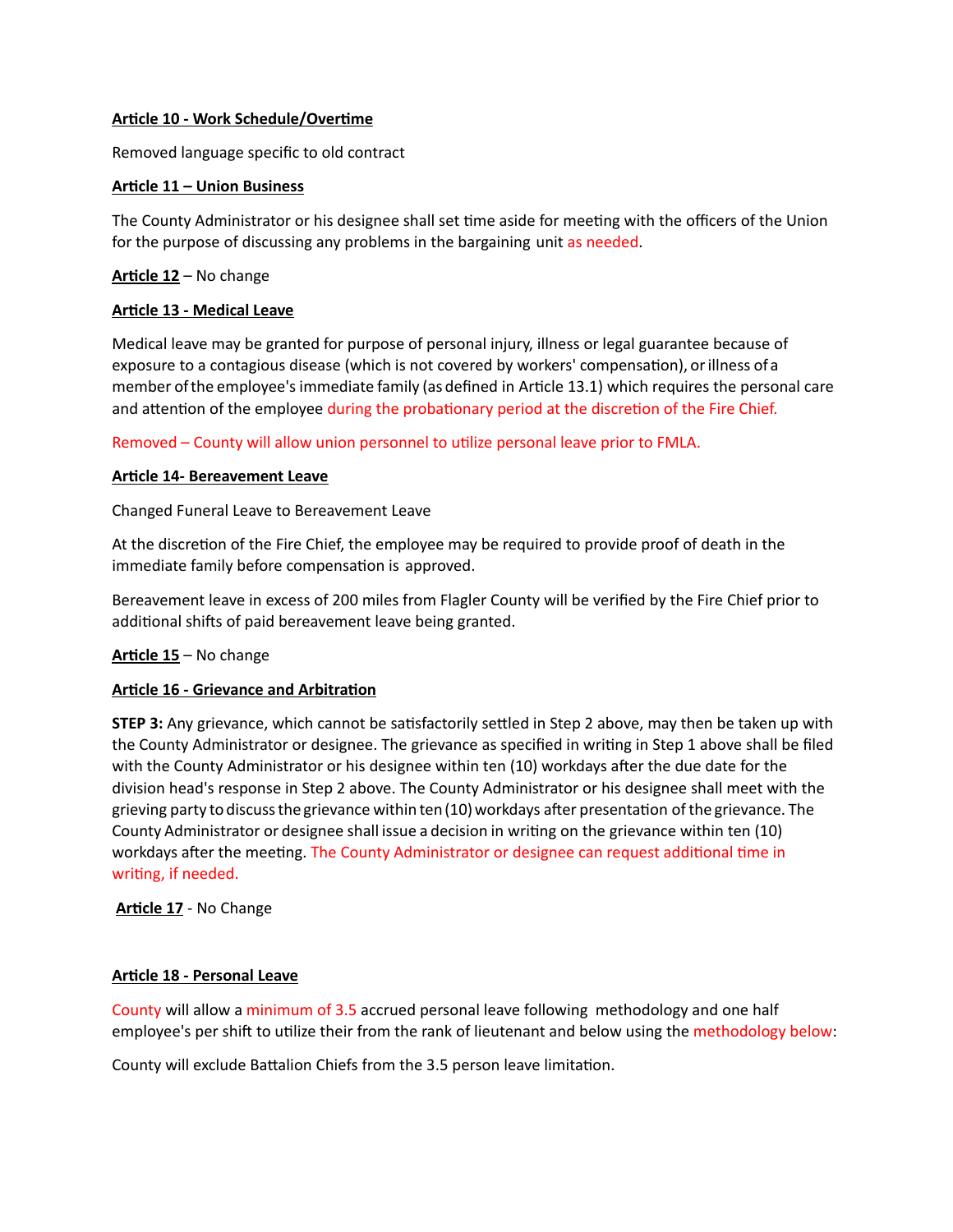**Article 10 - Work Schedule/Overtime**

Removed language specific to old contract

**Article 11 – Union Business**

The County Administrator or his designee shall set time aside for meeting with the officers of the Union for the purpose of discussing any problems in the bargaining unit as needed.

**Article 12** – No change

**Article 13 - Medical Leave**

Medical leave may be granted for purpose of personal injury, illness or legal guarantee because of exposure to a contagious disease (which is not covered by workers' compensation), or illness of a member of the employee's immediate family (as defined in Article 13.1) which requires the personal care and attention of the employee during the probationary period at the discretion of the Fire Chief.

Removed – County will allow union personnel to utilize personal leave prior to FMLA.

**Article 14- Bereavement Leave**

Changed Funeral Leave to Bereavement Leave

At the discretion of the Fire Chief, the employee may be required to provide proof of death in the immediate family before compensation is approved.

Bereavement leave in excess of 200 miles from Flagler County will be verified by the Fire Chief prior to additional shifts of paid bereavement leave being granted.

**Article 15** – No change

**Article 16 - Grievance and Arbitration**

**STEP 3:** Any grievance, which cannot be satisfactorily settled in Step 2 above, may then be taken up with the County Administrator or designee. The grievance as specified in writing in Step 1 above shall be filed with the County Administrator or his designee within ten (10) workdays after the due date for the division head's response in Step 2 above. The County Administrator or his designee shall meet with the grieving party to discuss the grievance within ten (10) workdays after presentation of the grievance. The County Administrator or designee shall issue a decision in writing on the grievance within ten (10) workdays after the meeting. The County Administrator or designee can request additional time in writing, if needed.

**Article 17** - No Change

**Article 18 - Personal Leave**

County will allow a minimum of 3.5 accrued personal leave following methodology and one half employee's per shift to utilize their from the rank of lieutenant and below using the methodology below:

County will exclude Battalion Chiefs from the 3.5 person leave limitation.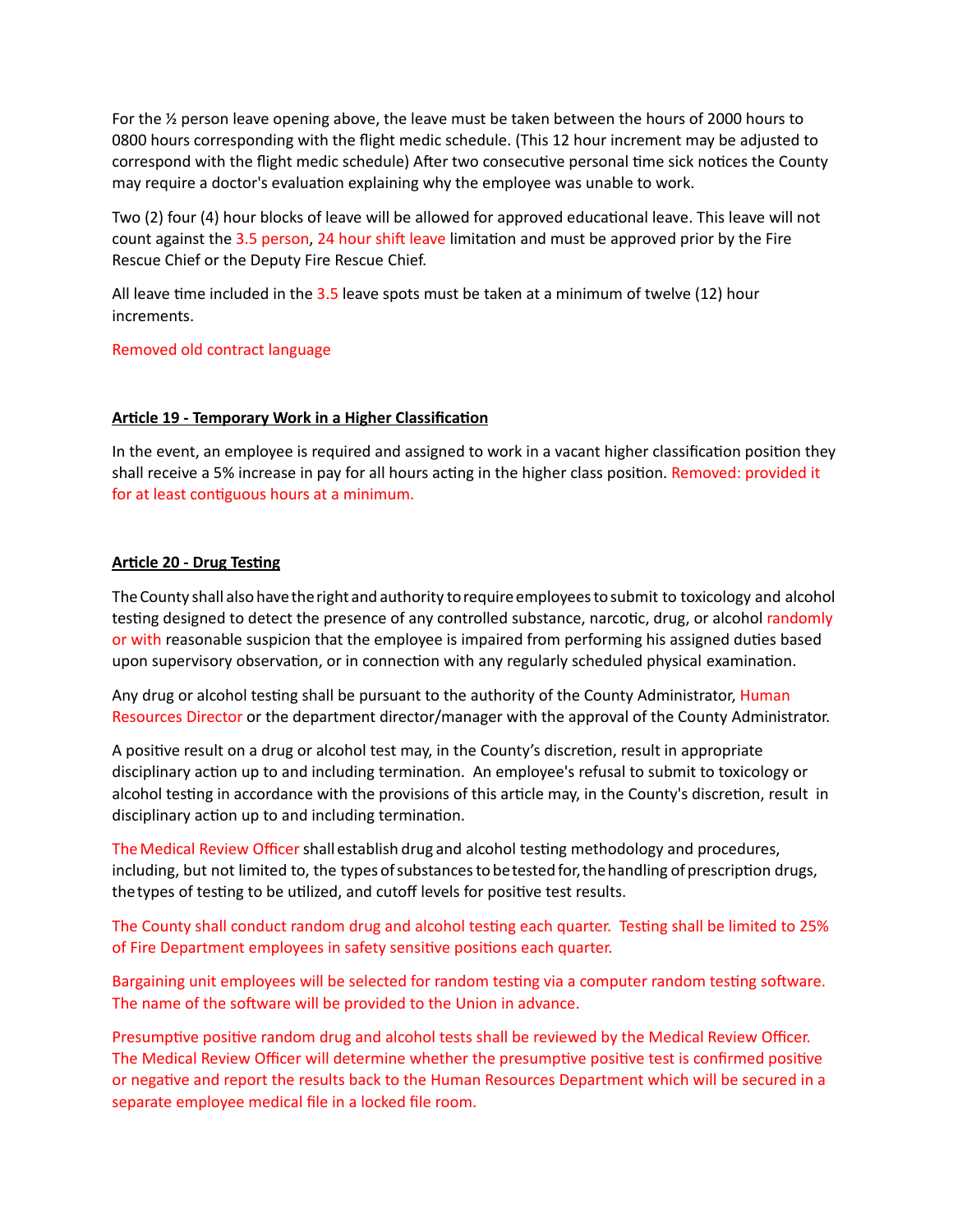For the ½ person leave opening above, the leave must be taken between the hours of 2000 hours to 0800 hours corresponding with the flight medic schedule. (This 12 hour increment may be adjusted to correspond with the flight medic schedule) After two consecutive personal time sick notices the County may require a doctor's evaluation explaining why the employee was unable to work.

Two (2) four (4) hour blocks of leave will be allowed for approved educational leave. This leave will not count against the 3.5 person, 24 hour shift leave limitation and must be approved prior by the Fire Rescue Chief or the Deputy Fire Rescue Chief.

All leave time included in the 3.5 leave spots must be taken at a minimum of twelve (12) hour increments.

Removed old contract language

**Article 19 - Temporary Work in a Higher Classification**

In the event, an employee is required and assigned to work in a vacant higher classification position they shall receive a 5% increase in pay for all hours acting in the higher class position. Removed: provided it for at least contiguous hours at a minimum.

**Article 20 - Drug Testing**

The County shall also have the right and authority to require employees to submit to toxicology and alcohol testing designed to detect the presence of any controlled substance, narcotic, drug, or alcohol randomly or with reasonable suspicion that the employee is impaired from performing his assigned duties based upon supervisory observation, or in connection with any regularly scheduled physical examination.

Any drug or alcohol testing shall be pursuant to the authority of the County Administrator, Human Resources Director or the department director/manager with the approval of the County Administrator.

A positive result on a drug or alcohol test may, in the County's discretion, result in appropriate disciplinary action up to and including termination. An employee's refusal to submit to toxicology or alcohol testing in accordance with the provisions of this article may, in the County's discretion, result in disciplinary action up to and including termination.

The Medical Review Officer shall establish drug and alcohol testing methodology and procedures, including, but not limited to, the types of substances to be tested for, the handling of prescription drugs, the types of testing to be utilized, and cutoff levels for positive test results.

The County shall conduct random drug and alcohol testing each quarter. Testing shall be limited to 25% of Fire Department employees in safety sensitive positions each quarter.

Bargaining unit employees will be selected for random testing via a computer random testing software. The name of the software will be provided to the Union in advance.

Presumptive positive random drug and alcohol tests shall be reviewed by the Medical Review Officer. The Medical Review Officer will determine whether the presumptive positive test is confirmed positive or negative and report the results back to the Human Resources Department which will be secured in a separate employee medical file in a locked file room.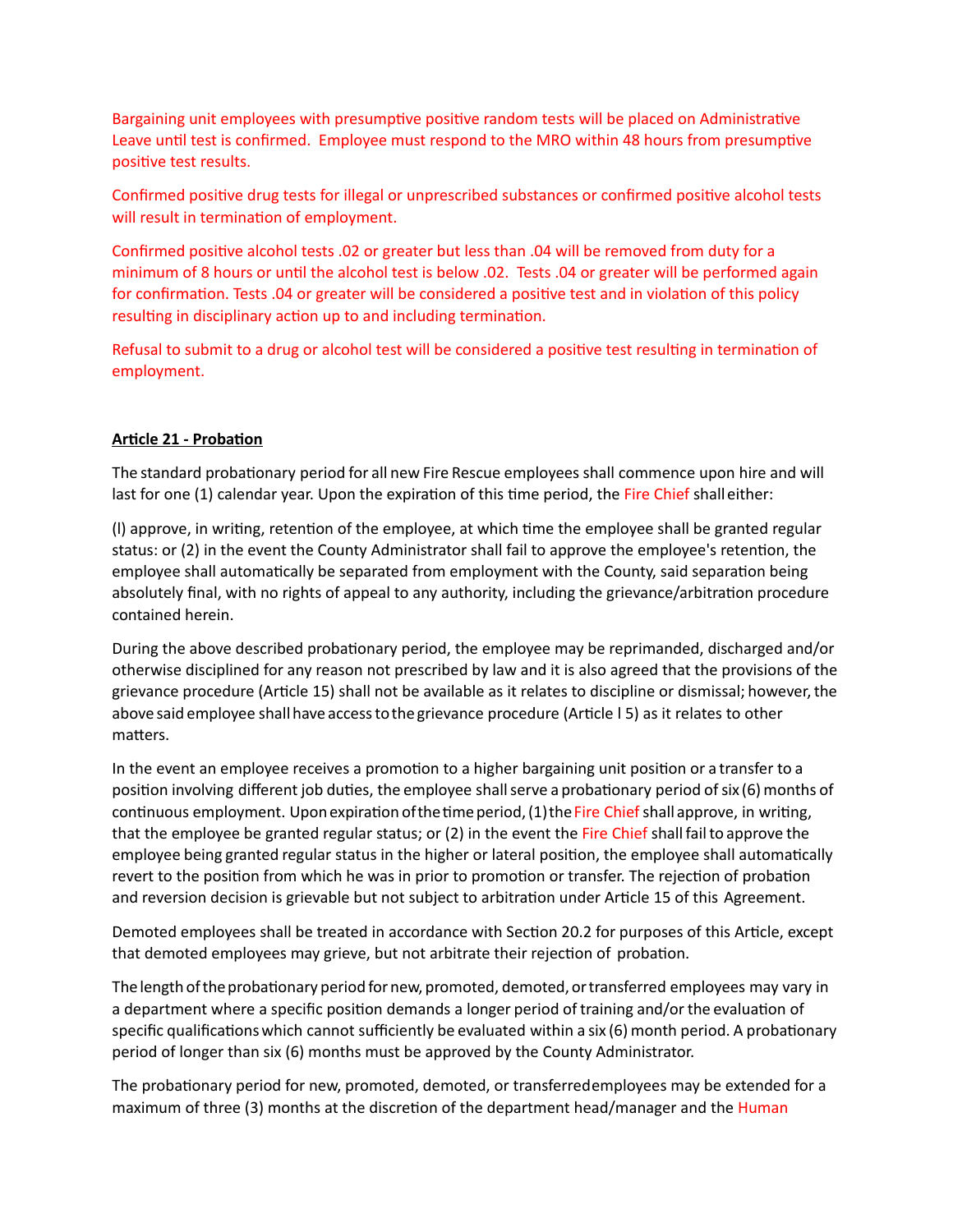Bargaining unit employees with presumptive positive random tests will be placed on Administrative Leave until test is confirmed. Employee must respond to the MRO within 48 hours from presumptive positive test results.

Confirmed positive drug tests for illegal or unprescribed substances or confirmed positive alcohol tests will result in termination of employment.

Confirmed positive alcohol tests .02 or greater but less than .04 will be removed from duty for a minimum of 8 hours or until the alcohol test is below .02. Tests .04 or greater will be performed again for confirmation. Tests .04 or greater will be considered a positive test and in violation of this policy resulting in disciplinary action up to and including termination.

Refusal to submit to a drug or alcohol test will be considered a positive test resulting in termination of employment.

**Article 21 - Probation**

The standard probationary period for all new Fire Rescue employees shall commence upon hire and will last for one (1) calendar year. Upon the expiration of this time period, the Fire Chief shall either:

(l) approve, in writing, retention of the employee, at which time the employee shall be granted regular status: or (2) in the event the County Administrator shall fail to approve the employee's retention, the employee shall automatically be separated from employment with the County, said separation being absolutely final, with no rights of appeal to any authority, including the grievance/arbitration procedure contained herein.

During the above described probationary period, the employee may be reprimanded, discharged and/or otherwise disciplined for any reason not prescribed by law and it is also agreed that the provisions of the grievance procedure (Article 15) shall not be available as it relates to discipline or dismissal; however, the above said employee shall have access to the grievance procedure (Article l 5) as it relates to other matters.

In the event an employee receives a promotion to a higher bargaining unit position or a transfer to a position involving different job duties, the employee shall serve a probationary period of six (6) months of continuous employment. Upon expiration of the time period, (1) the Fire Chief shall approve, in writing, that the employee be granted regular status; or (2) in the event the Fire Chief shall fail to approve the employee being granted regular status in the higher or lateral position, the employee shall automatically revert to the position from which he was in prior to promotion or transfer. The rejection of probation and reversion decision is grievable but not subject to arbitration under Article 15 of this Agreement.

Demoted employees shall be treated in accordance with Section 20.2 for purposes of this Article, except that demoted employees may grieve, but not arbitrate their rejection of probation.

The length of the probationary period for new, promoted, demoted, or transferred employees may vary in a department where a specific position demands a longer period of training and/or the evaluation of specific qualifications which cannot sufficiently be evaluated within a six (6) month period. A probationary period of longer than six (6) months must be approved by the County Administrator.

The probationary period for new, promoted, demoted, or transferred employees may be extended for a maximum of three (3) months at the discretion of the department head/manager and the Human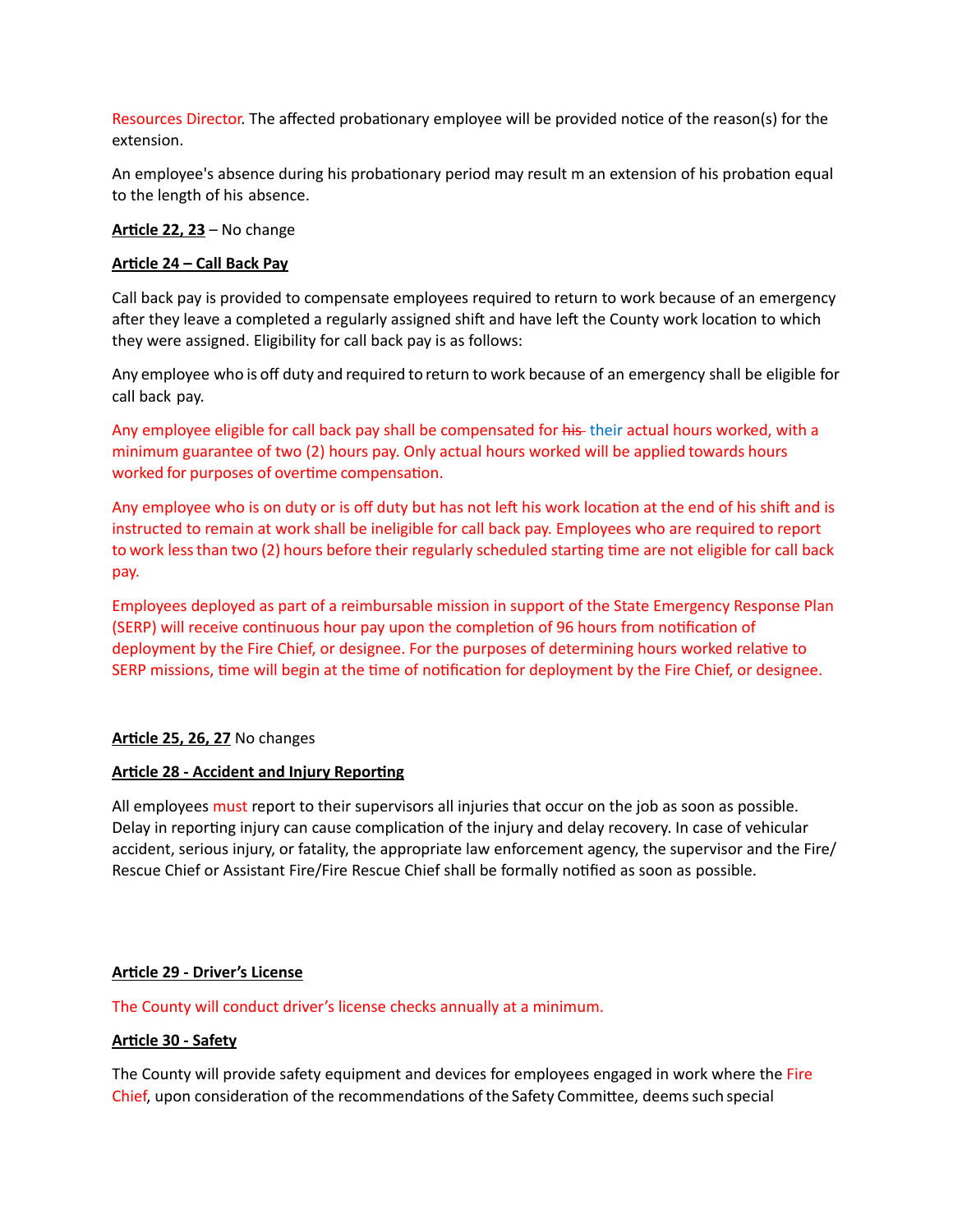Resources Director. The affected probationary employee will be provided notice of the reason(s) for the extension.

An employee's absence during his probationary period may result m an extension of his probation equal to the length of his absence.

**Article 22, 23** – No change

**Article 24 – Call Back Pay**

Call back pay is provided to compensate employees required to return to work because of an emergency after they leave a completed a regularly assigned shift and have left the County work location to which they were assigned. Eligibility for call back pay is as follows:

Any employee who is off duty and required to return to work because of an emergency shall be eligible for call back pay.

Any employee eligible for call back pay shall be compensated for ~~his~~ their actual hours worked, with a minimum guarantee of two (2) hours pay. Only actual hours worked will be applied towards hours worked for purposes of overtime compensation.

Any employee who is on duty or is off duty but has not left his work location at the end of his shift and is instructed to remain at work shall be ineligible for call back pay. Employees who are required to report to work less than two (2) hours before their regularly scheduled starting time are not eligible for call back pay.

Employees deployed as part of a reimbursable mission in support of the State Emergency Response Plan (SERP) will receive continuous hour pay upon the completion of 96 hours from notification of deployment by the Fire Chief, or designee. For the purposes of determining hours worked relative to SERP missions, time will begin at the time of notification for deployment by the Fire Chief, or designee.

**Article 25, 26, 27** No changes

**Article 28 - Accident and Injury Reporting**

All employees must report to their supervisors all injuries that occur on the job as soon as possible. Delay in reporting injury can cause complication of the injury and delay recovery. In case of vehicular accident, serious injury, or fatality, the appropriate law enforcement agency, the supervisor and the Fire/ Rescue Chief or Assistant Fire/Fire Rescue Chief shall be formally notified as soon as possible.

**Article 29 - Driver's License**

The County will conduct driver's license checks annually at a minimum.

**Article 30 - Safety**

The County will provide safety equipment and devices for employees engaged in work where the Fire Chief, upon consideration of the recommendations of the Safety Committee, deems such special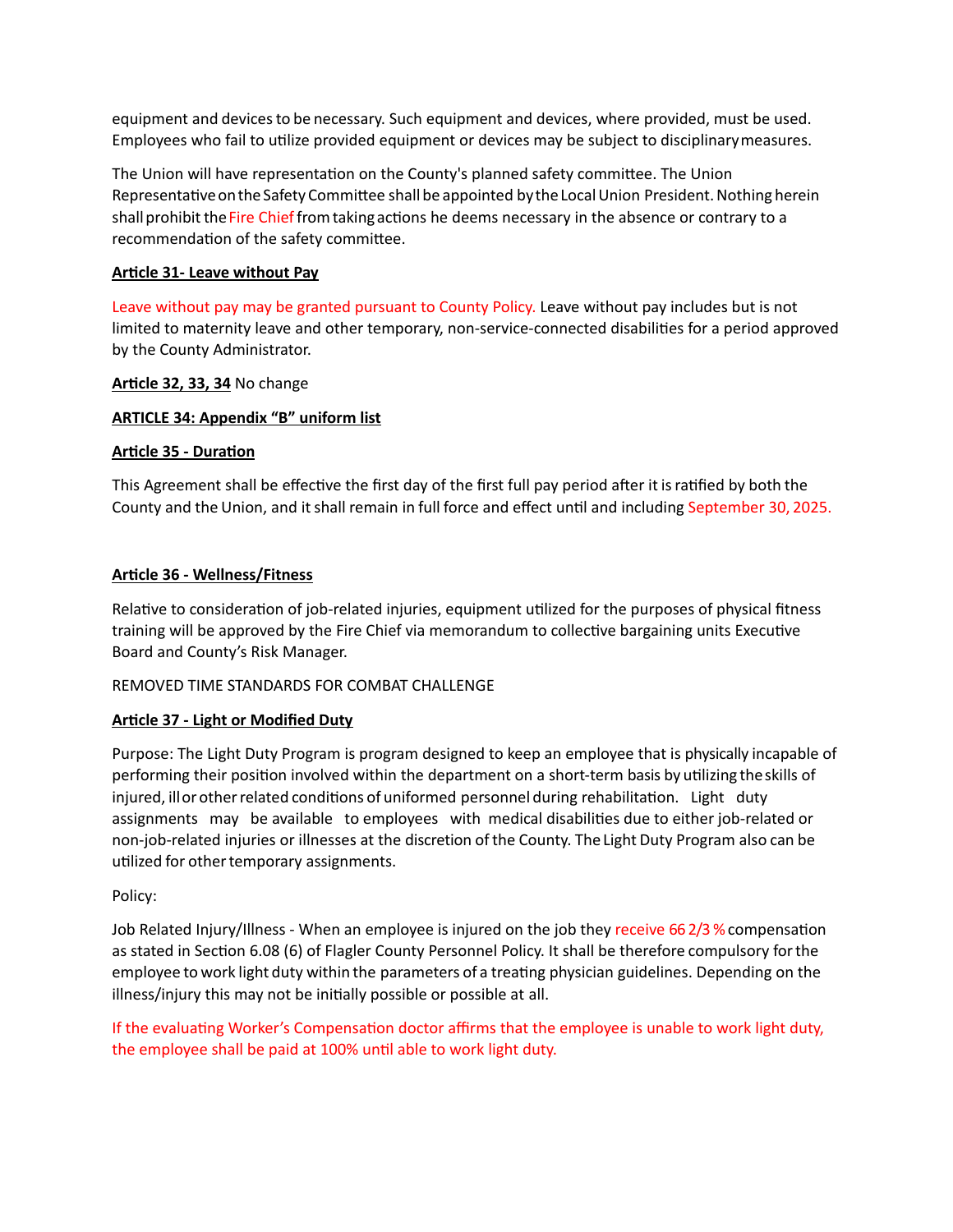equipment and devices to be necessary. Such equipment and devices, where provided, must be used. Employees who fail to utilize provided equipment or devices may be subject to disciplinary measures.

The Union will have representation on the County's planned safety committee. The Union Representative on the Safety Committee shall be appointed by the Local Union President. Nothing herein shall prohibit the Fire Chief from taking actions he deems necessary in the absence or contrary to a recommendation of the safety committee.

**Article 31- Leave without Pay**

Leave without pay may be granted pursuant to County Policy. Leave without pay includes but is not limited to maternity leave and other temporary, non-service-connected disabilities for a period approved by the County Administrator.

**Article 32, 33, 34** No change

**ARTICLE 34: Appendix "B" uniform list**

**Article 35 - Duration**

This Agreement shall be effective the first day of the first full pay period after it is ratified by both the County and the Union, and it shall remain in full force and effect until and including September 30, 2025.

**Article 36 - Wellness/Fitness**

Relative to consideration of job-related injuries, equipment utilized for the purposes of physical fitness training will be approved by the Fire Chief via memorandum to collective bargaining units Executive Board and County's Risk Manager.

REMOVED TIME STANDARDS FOR COMBAT CHALLENGE

**Article 37 - Light or Modified Duty**

Purpose: The Light Duty Program is program designed to keep an employee that is physically incapable of performing their position involved within the department on a short-term basis by utilizing the skills of injured, ill or other related conditions of uniformed personnel during rehabilitation. Light duty assignments may be available to employees with medical disabilities due to either job-related or non-job-related injuries or illnesses at the discretion of the County. The Light Duty Program also can be utilized for other temporary assignments.

Policy:

Job Related Injury/Illness - When an employee is injured on the job they receive 66 2/3 % compensation as stated in Section 6.08 (6) of Flagler County Personnel Policy. It shall be therefore compulsory for the employee to work light duty within the parameters of a treating physician guidelines. Depending on the illness/injury this may not be initially possible or possible at all.

If the evaluating Worker's Compensation doctor affirms that the employee is unable to work light duty, the employee shall be paid at 100% until able to work light duty.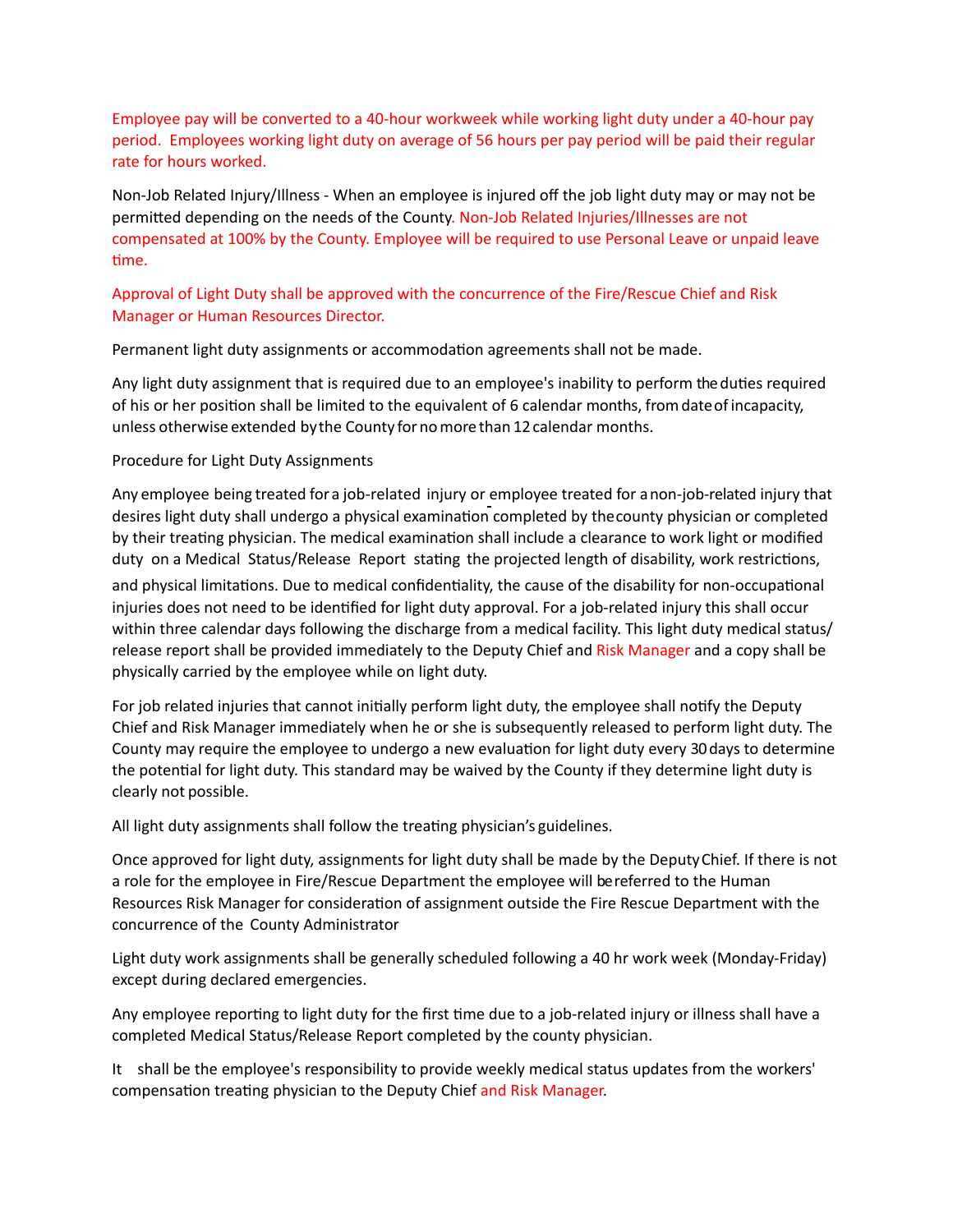Employee pay will be converted to a 40-hour workweek while working light duty under a 40-hour pay period. Employees working light duty on average of 56 hours per pay period will be paid their regular rate for hours worked.

Non-Job Related Injury/Illness - When an employee is injured off the job light duty may or may not be permitted depending on the needs of the County. Non-Job Related Injuries/Illnesses are not compensated at 100% by the County. Employee will be required to use Personal Leave or unpaid leave time.

Approval of Light Duty shall be approved with the concurrence of the Fire/Rescue Chief and Risk Manager or Human Resources Director.

Permanent light duty assignments or accommodation agreements shall not be made.

Any light duty assignment that is required due to an employee's inability to perform the duties required of his or her position shall be limited to the equivalent of 6 calendar months, from date of incapacity, unless otherwise extended by the County for no more than 12 calendar months.

Procedure for Light Duty Assignments

Any employee being treated for a job-related injury or employee treated for a non-job-related injury that desires light duty shall undergo a physical examination completed by the county physician or completed by their treating physician. The medical examination shall include a clearance to work light or modified duty on a Medical Status/Release Report stating the projected length of disability, work restrictions, and physical limitations. Due to medical confidentiality, the cause of the disability for non-occupational injuries does not need to be identified for light duty approval. For a job-related injury this shall occur within three calendar days following the discharge from a medical facility. This light duty medical status/ release report shall be provided immediately to the Deputy Chief and Risk Manager and a copy shall be physically carried by the employee while on light duty.

For job related injuries that cannot initially perform light duty, the employee shall notify the Deputy Chief and Risk Manager immediately when he or she is subsequently released to perform light duty. The County may require the employee to undergo a new evaluation for light duty every 30 days to determine the potential for light duty. This standard may be waived by the County if they determine light duty is clearly not possible.

All light duty assignments shall follow the treating physician's guidelines.

Once approved for light duty, assignments for light duty shall be made by the Deputy Chief. If there is not a role for the employee in Fire/Rescue Department the employee will be referred to the Human Resources Risk Manager for consideration of assignment outside the Fire Rescue Department with the concurrence of the County Administrator

Light duty work assignments shall be generally scheduled following a 40 hr work week (Monday-Friday) except during declared emergencies.

Any employee reporting to light duty for the first time due to a job-related injury or illness shall have a completed Medical Status/Release Report completed by the county physician.

It shall be the employee's responsibility to provide weekly medical status updates from the workers' compensation treating physician to the Deputy Chief and Risk Manager.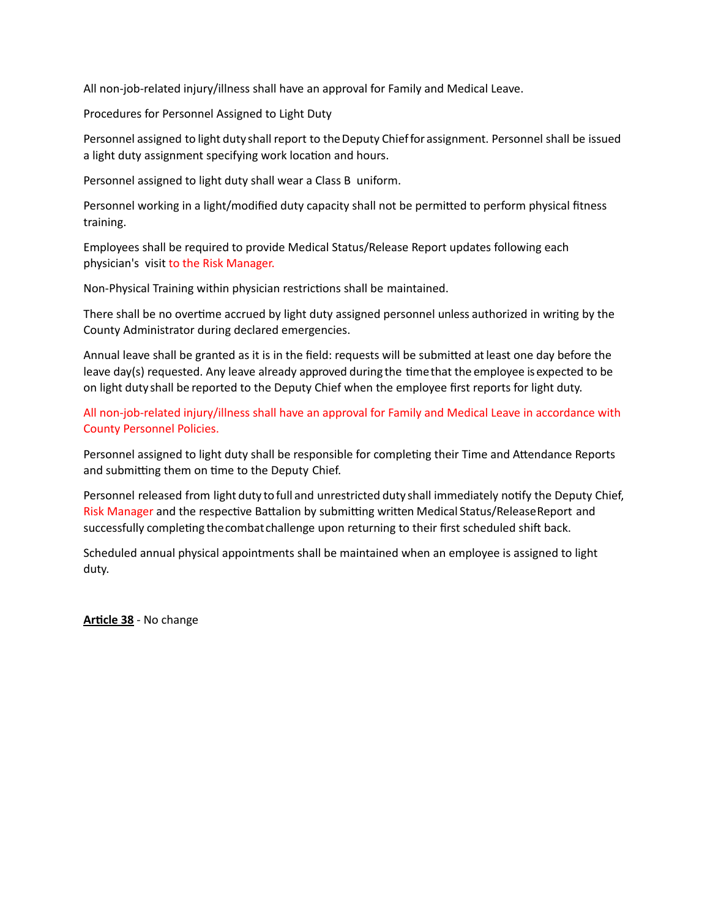All non-job-related injury/illness shall have an approval for Family and Medical Leave.

Procedures for Personnel Assigned to Light Duty

Personnel assigned to light duty shall report to the Deputy Chief for assignment. Personnel shall be issued a light duty assignment specifying work location and hours.

Personnel assigned to light duty shall wear a Class B uniform.

Personnel working in a light/modified duty capacity shall not be permitted to perform physical fitness training.

Employees shall be required to provide Medical Status/Release Report updates following each physician's visit to the Risk Manager.

Non-Physical Training within physician restrictions shall be maintained.

There shall be no overtime accrued by light duty assigned personnel unless authorized in writing by the County Administrator during declared emergencies.

Annual leave shall be granted as it is in the field: requests will be submitted at least one day before the leave day(s) requested. Any leave already approved during the time that the employee is expected to be on light duty shall be reported to the Deputy Chief when the employee first reports for light duty.

All non-job-related injury/illness shall have an approval for Family and Medical Leave in accordance with County Personnel Policies.

Personnel assigned to light duty shall be responsible for completing their Time and Attendance Reports and submitting them on time to the Deputy Chief.

Personnel released from light duty to full and unrestricted duty shall immediately notify the Deputy Chief, Risk Manager and the respective Battalion by submitting written Medical Status/Release Report and successfully completing the combat challenge upon returning to their first scheduled shift back.

Scheduled annual physical appointments shall be maintained when an employee is assigned to light duty.

**Article 38** - No change